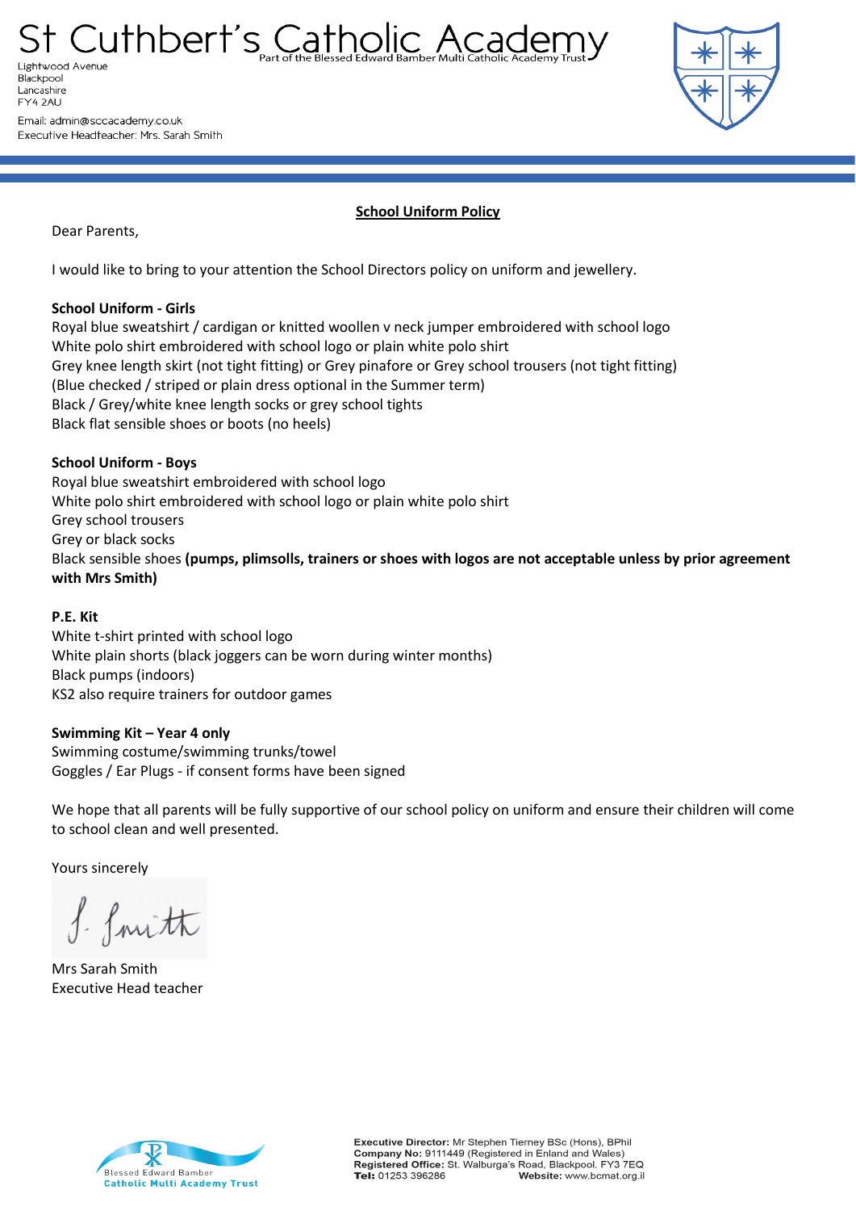# St Cuthbert's Catholic Academy

Part of the Blessed Edward Bamber Multi Catholic Academy Trust

Lightwood Avenue
Blackpool
Lancashire
FY4 2AU

Email: admin@sccacademy.co.uk
Executive Headteacher: Mrs. Sarah Smith

## School Uniform Policy

Dear Parents,

I would like to bring to your attention the School Directors policy on uniform and jewellery.

**School Uniform - Girls**
Royal blue sweatshirt / cardigan or knitted woollen v neck jumper embroidered with school logo
White polo shirt embroidered with school logo or plain white polo shirt
Grey knee length skirt (not tight fitting) or Grey pinafore or Grey school trousers (not tight fitting)
(Blue checked / striped or plain dress optional in the Summer term)
Black / Grey/white knee length socks or grey school tights
Black flat sensible shoes or boots (no heels)

**School Uniform - Boys**
Royal blue sweatshirt embroidered with school logo
White polo shirt embroidered with school logo or plain white polo shirt
Grey school trousers
Grey or black socks
Black sensible shoes **(pumps, plimsolls, trainers or shoes with logos are not acceptable unless by prior agreement with Mrs Smith)**

**P.E. Kit**
White t-shirt printed with school logo
White plain shorts (black joggers can be worn during winter months)
Black pumps (indoors)
KS2 also require trainers for outdoor games

**Swimming Kit – Year 4 only**
Swimming costume/swimming trunks/towel
Goggles / Ear Plugs - if consent forms have been signed

We hope that all parents will be fully supportive of our school policy on uniform and ensure their children will come to school clean and well presented.

Yours sincerely

S. Smith

Mrs Sarah Smith
Executive Head teacher

Blessed Edward Bamber
Catholic Multi Academy Trust

**Executive Director:** Mr Stephen Tierney BSc (Hons), BPhil
**Company No:** 9111449 (Registered in Enland and Wales)
**Registered Office:** St. Walburga's Road, Blackpool. FY3 7EQ
**Tel:** 01253 396286 **Website:** www.bcmat.org.il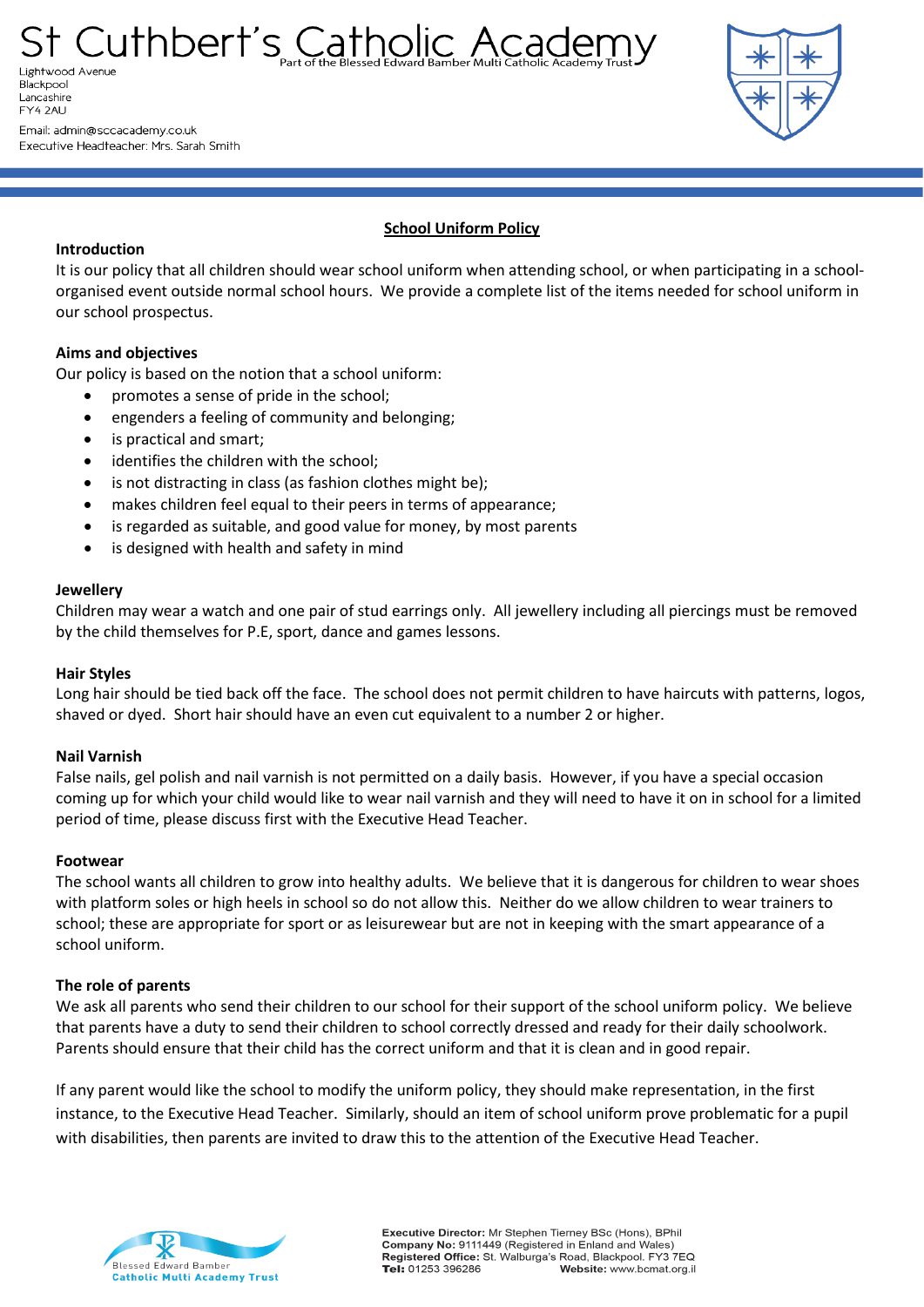# St Cuthbert's Catholic Academy

Part of the Blessed Edward Bamber Multi Catholic Academy Trust

Lightwood Avenue
Blackpool
Lancashire
FY4 2AU

Email: admin@sccacademy.co.uk
Executive Headteacher: Mrs. Sarah Smith

## School Uniform Policy

### Introduction

It is our policy that all children should wear school uniform when attending school, or when participating in a school-organised event outside normal school hours. We provide a complete list of the items needed for school uniform in our school prospectus.

### Aims and objectives

Our policy is based on the notion that a school uniform:

- promotes a sense of pride in the school;
- engenders a feeling of community and belonging;
- is practical and smart;
- identifies the children with the school;
- is not distracting in class (as fashion clothes might be);
- makes children feel equal to their peers in terms of appearance;
- is regarded as suitable, and good value for money, by most parents
- is designed with health and safety in mind

### Jewellery

Children may wear a watch and one pair of stud earrings only. All jewellery including all piercings must be removed by the child themselves for P.E, sport, dance and games lessons.

### Hair Styles

Long hair should be tied back off the face. The school does not permit children to have haircuts with patterns, logos, shaved or dyed. Short hair should have an even cut equivalent to a number 2 or higher.

### Nail Varnish

False nails, gel polish and nail varnish is not permitted on a daily basis. However, if you have a special occasion coming up for which your child would like to wear nail varnish and they will need to have it on in school for a limited period of time, please discuss first with the Executive Head Teacher.

### Footwear

The school wants all children to grow into healthy adults. We believe that it is dangerous for children to wear shoes with platform soles or high heels in school so do not allow this. Neither do we allow children to wear trainers to school; these are appropriate for sport or as leisurewear but are not in keeping with the smart appearance of a school uniform.

### The role of parents

We ask all parents who send their children to our school for their support of the school uniform policy. We believe that parents have a duty to send their children to school correctly dressed and ready for their daily schoolwork. Parents should ensure that their child has the correct uniform and that it is clean and in good repair.

If any parent would like the school to modify the uniform policy, they should make representation, in the first instance, to the Executive Head Teacher. Similarly, should an item of school uniform prove problematic for a pupil with disabilities, then parents are invited to draw this to the attention of the Executive Head Teacher.

Blessed Edward Bamber Catholic Multi Academy Trust

**Executive Director:** Mr Stephen Tierney BSc (Hons), BPhil
**Company No:** 9111449 (Registered in Enland and Wales)
**Registered Office:** St. Walburga's Road, Blackpool. FY3 7EQ
**Tel:** 01253 396286 **Website:** www.bcmat.org.il